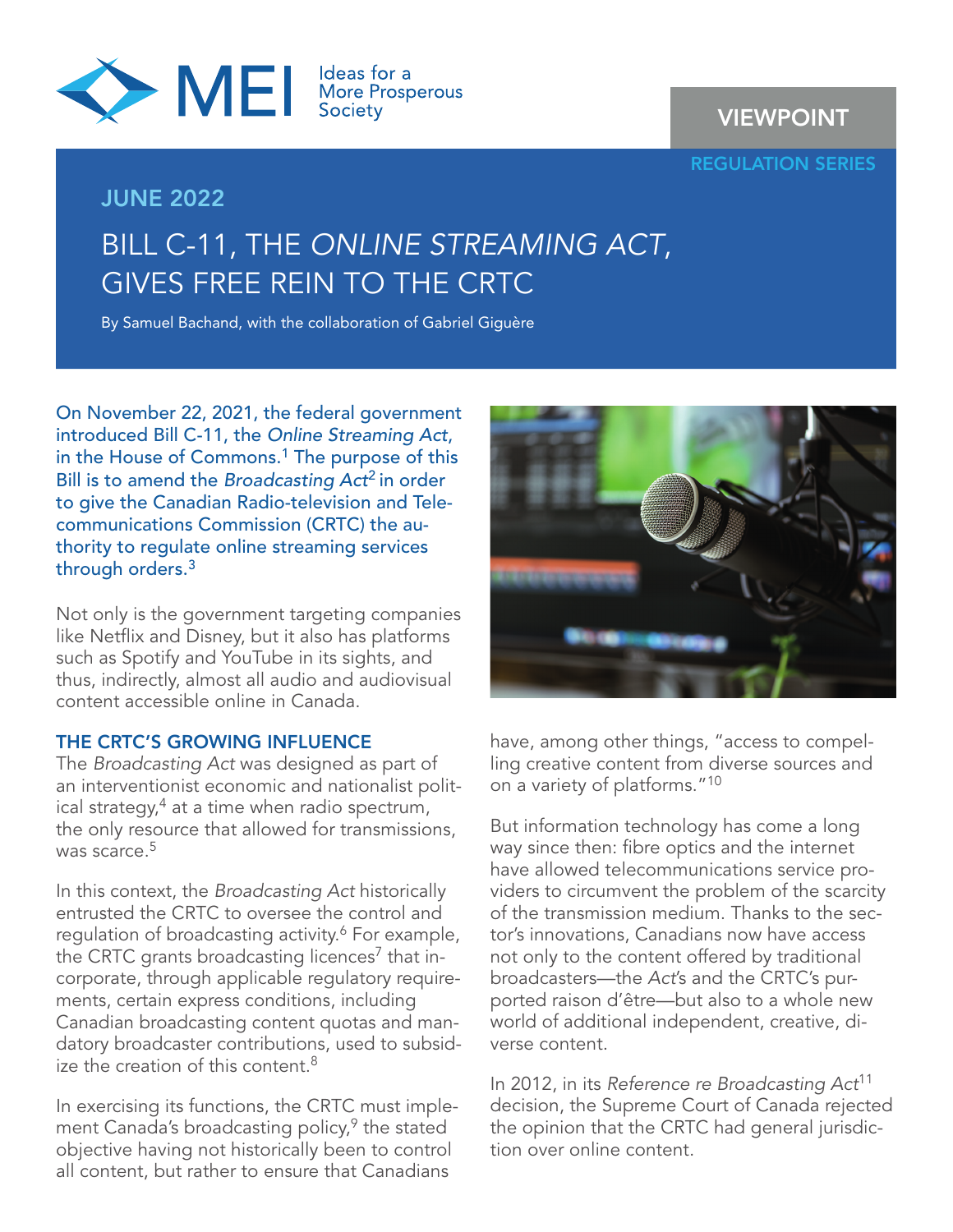MEI Ideas for a More Prosperous Society

VIEWPOINT

REGULATION SERIES

JUNE 2022

# BILL C-11, THE *ONLINE STREAMING ACT*, GIVES FREE REIN TO THE CRTC

By Samuel Bachand, with the collaboration of Gabriel Giguère

On November 22, 2021, the federal government introduced Bill C-11, the *Online Streaming Act*, in the House of Commons.[1] The purpose of this Bill is to amend the *Broadcasting Act*[2] in order to give the Canadian Radio-television and Telecommunications Commission (CRTC) the authority to regulate online streaming services through orders.[3]

Not only is the government targeting companies like Netflix and Disney, but it also has platforms such as Spotify and YouTube in its sights, and thus, indirectly, almost all audio and audiovisual content accessible online in Canada.

## THE CRTC'S GROWING INFLUENCE

The *Broadcasting Act* was designed as part of an interventionist economic and nationalist political strategy,[4] at a time when radio spectrum, the only resource that allowed for transmissions, was scarce.[5]

In this context, the *Broadcasting Act* historically entrusted the CRTC to oversee the control and regulation of broadcasting activity.[6] For example, the CRTC grants broadcasting licences[7] that incorporate, through applicable regulatory requirements, certain express conditions, including Canadian broadcasting content quotas and mandatory broadcaster contributions, used to subsidize the creation of this content.[8]

In exercising its functions, the CRTC must implement Canada's broadcasting policy,[9] the stated objective having not historically been to control all content, but rather to ensure that Canadians have, among other things, "access to compelling creative content from diverse sources and on a variety of platforms."[10]

But information technology has come a long way since then: fibre optics and the internet have allowed telecommunications service providers to circumvent the problem of the scarcity of the transmission medium. Thanks to the sector's innovations, Canadians now have access not only to the content offered by traditional broadcasters—the *Act*'s and the CRTC's purported raison d'être—but also to a whole new world of additional independent, creative, diverse content.

In 2012, in its *Reference re Broadcasting Act*[11] decision, the Supreme Court of Canada rejected the opinion that the CRTC had general jurisdiction over online content.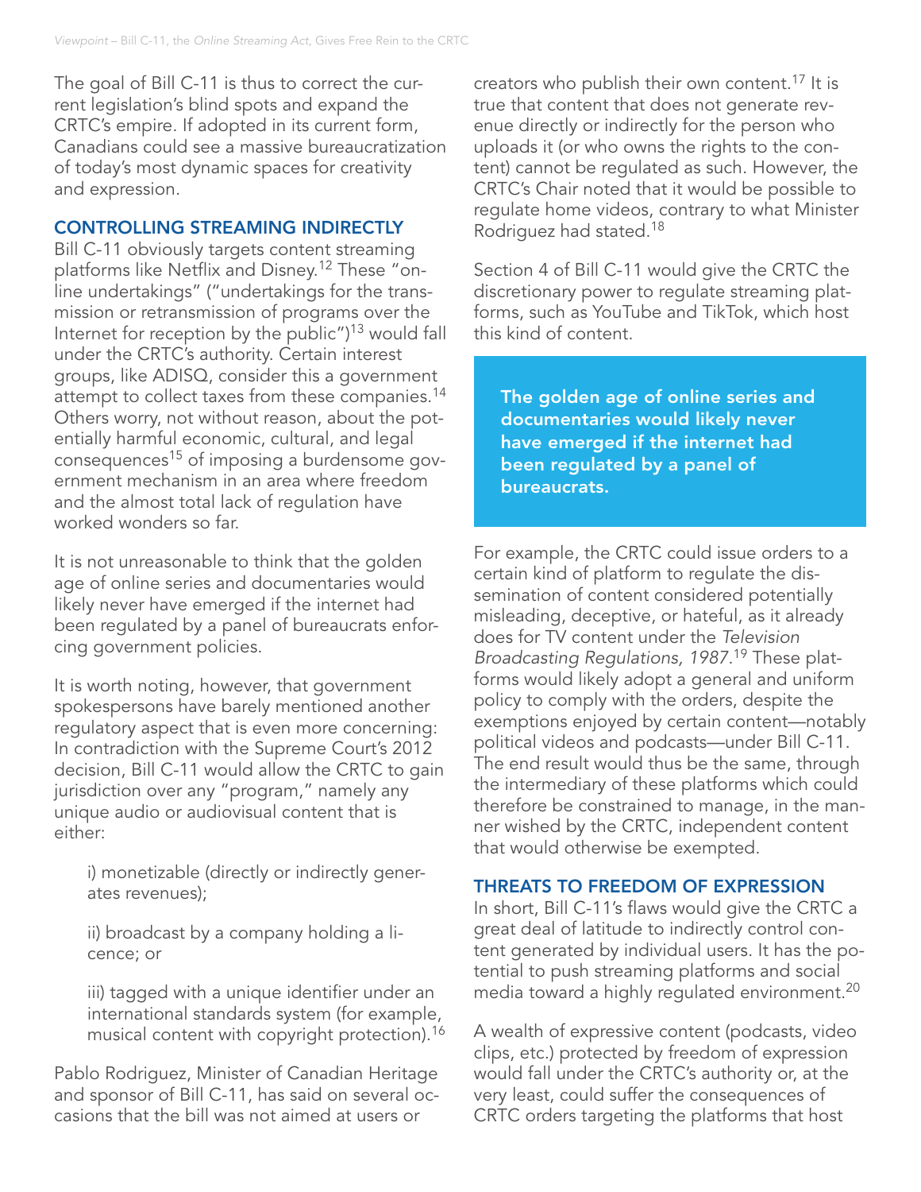The goal of Bill C-11 is thus to correct the current legislation's blind spots and expand the CRTC's empire. If adopted in its current form, Canadians could see a massive bureaucratization of today's most dynamic spaces for creativity and expression.

## CONTROLLING STREAMING INDIRECTLY

Bill C-11 obviously targets content streaming platforms like Netflix and Disney.[12] These "online undertakings" ("undertakings for the transmission or retransmission of programs over the Internet for reception by the public")[13] would fall under the CRTC's authority. Certain interest groups, like ADISQ, consider this a government attempt to collect taxes from these companies.[14] Others worry, not without reason, about the potentially harmful economic, cultural, and legal consequences[15] of imposing a burdensome government mechanism in an area where freedom and the almost total lack of regulation have worked wonders so far.

It is not unreasonable to think that the golden age of online series and documentaries would likely never have emerged if the internet had been regulated by a panel of bureaucrats enforcing government policies.

It is worth noting, however, that government spokespersons have barely mentioned another regulatory aspect that is even more concerning: In contradiction with the Supreme Court's 2012 decision, Bill C-11 would allow the CRTC to gain jurisdiction over any "program," namely any unique audio or audiovisual content that is either:

> i) monetizable (directly or indirectly generates revenues);
>
> ii) broadcast by a company holding a licence; or
>
> iii) tagged with a unique identifier under an international standards system (for example, musical content with copyright protection).[16]

Pablo Rodriguez, Minister of Canadian Heritage and sponsor of Bill C-11, has said on several occasions that the bill was not aimed at users or creators who publish their own content.[17] It is true that content that does not generate revenue directly or indirectly for the person who uploads it (or who owns the rights to the content) cannot be regulated as such. However, the CRTC's Chair noted that it would be possible to regulate home videos, contrary to what Minister Rodriguez had stated.[18]

Section 4 of Bill C-11 would give the CRTC the discretionary power to regulate streaming platforms, such as YouTube and TikTok, which host this kind of content.

> **The golden age of online series and documentaries would likely never have emerged if the internet had been regulated by a panel of bureaucrats.**

For example, the CRTC could issue orders to a certain kind of platform to regulate the dissemination of content considered potentially misleading, deceptive, or hateful, as it already does for TV content under the *Television Broadcasting Regulations, 1987*.[19] These platforms would likely adopt a general and uniform policy to comply with the orders, despite the exemptions enjoyed by certain content—notably political videos and podcasts—under Bill C-11. The end result would thus be the same, through the intermediary of these platforms which could therefore be constrained to manage, in the manner wished by the CRTC, independent content that would otherwise be exempted.

## THREATS TO FREEDOM OF EXPRESSION

In short, Bill C-11's flaws would give the CRTC a great deal of latitude to indirectly control content generated by individual users. It has the potential to push streaming platforms and social media toward a highly regulated environment.[20]

A wealth of expressive content (podcasts, video clips, etc.) protected by freedom of expression would fall under the CRTC's authority or, at the very least, could suffer the consequences of CRTC orders targeting the platforms that host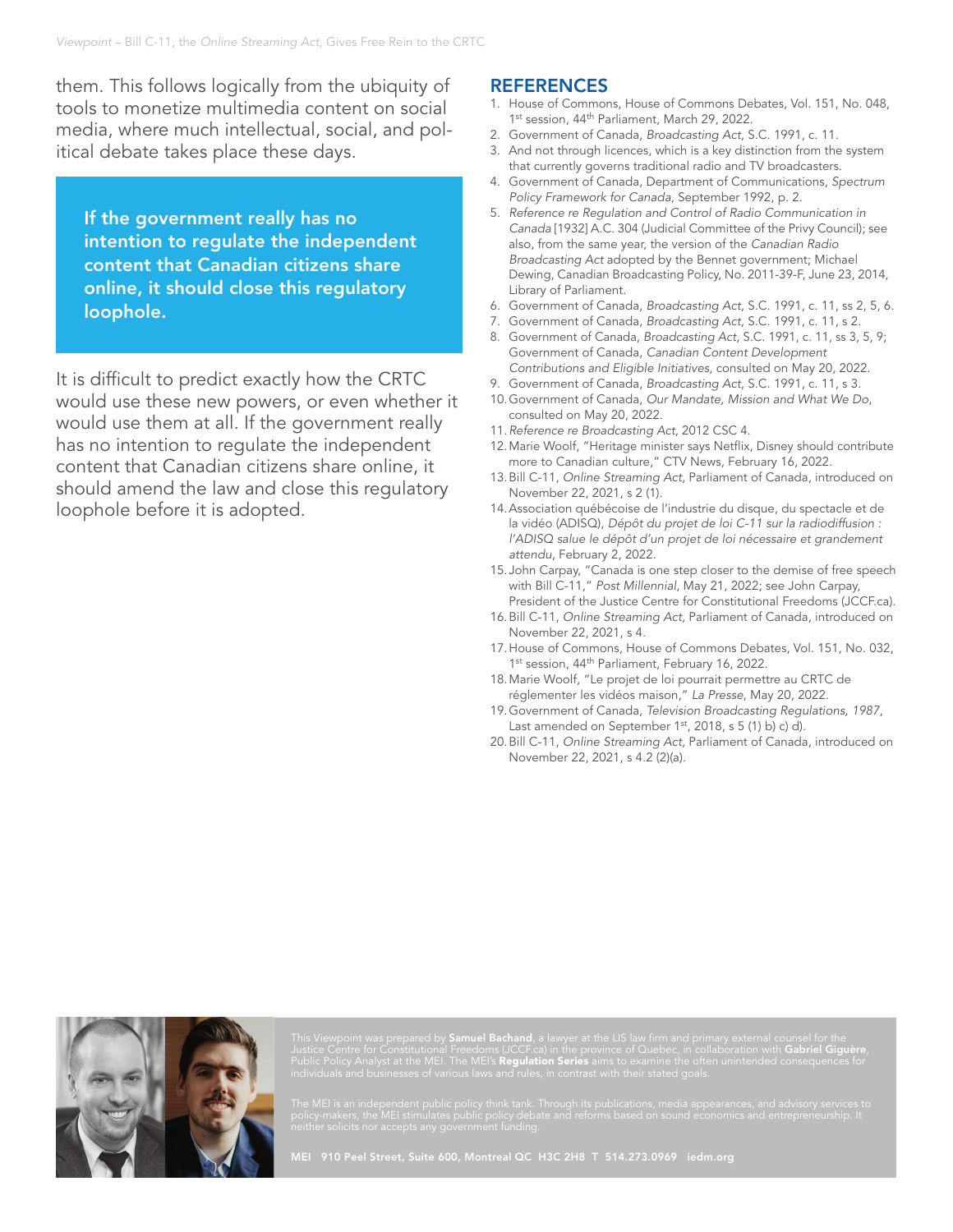them. This follows logically from the ubiquity of tools to monetize multimedia content on social media, where much intellectual, social, and political debate takes place these days.

**If the government really has no intention to regulate the independent content that Canadian citizens share online, it should close this regulatory loophole.**

It is difficult to predict exactly how the CRTC would use these new powers, or even whether it would use them at all. If the government really has no intention to regulate the independent content that Canadian citizens share online, it should amend the law and close this regulatory loophole before it is adopted.

## REFERENCES

1. House of Commons, House of Commons Debates, Vol. 151, No. 048, 1st session, 44th Parliament, March 29, 2022.
2. Government of Canada, *Broadcasting Act*, S.C. 1991, c. 11.
3. And not through licences, which is a key distinction from the system that currently governs traditional radio and TV broadcasters.
4. Government of Canada, Department of Communications, *Spectrum Policy Framework for Canada*, September 1992, p. 2.
5. *Reference re Regulation and Control of Radio Communication in Canada* [1932] A.C. 304 (Judicial Committee of the Privy Council); see also, from the same year, the version of the *Canadian Radio Broadcasting Act* adopted by the Bennet government; Michael Dewing, Canadian Broadcasting Policy, No. 2011-39-F, June 23, 2014, Library of Parliament.
6. Government of Canada, *Broadcasting Act*, S.C. 1991, c. 11, ss 2, 5, 6.
7. Government of Canada, *Broadcasting Act*, S.C. 1991, c. 11, s 2.
8. Government of Canada, *Broadcasting Act*, S.C. 1991, c. 11, ss 3, 5, 9; Government of Canada, *Canadian Content Development Contributions and Eligible Initiatives*, consulted on May 20, 2022.
9. Government of Canada, *Broadcasting Act*, S.C. 1991, c. 11, s 3.
10. Government of Canada, *Our Mandate, Mission and What We Do*, consulted on May 20, 2022.
11. *Reference re Broadcasting Act*, 2012 CSC 4.
12. Marie Woolf, "Heritage minister says Netflix, Disney should contribute more to Canadian culture," CTV News, February 16, 2022.
13. Bill C-11, *Online Streaming Act*, Parliament of Canada, introduced on November 22, 2021, s 2 (1).
14. Association québécoise de l'industrie du disque, du spectacle et de la vidéo (ADISQ), *Dépôt du projet de loi C-11 sur la radiodiffusion : l'ADISQ salue le dépôt d'un projet de loi nécessaire et grandement attendu*, February 2, 2022.
15. John Carpay, "Canada is one step closer to the demise of free speech with Bill C-11," *Post Millennial*, May 21, 2022; see John Carpay, President of the Justice Centre for Constitutional Freedoms (JCCF.ca).
16. Bill C-11, *Online Streaming Act*, Parliament of Canada, introduced on November 22, 2021, s 4.
17. House of Commons, House of Commons Debates, Vol. 151, No. 032, 1st session, 44th Parliament, February 16, 2022.
18. Marie Woolf, "Le projet de loi pourrait permettre au CRTC de réglementer les vidéos maison," *La Presse*, May 20, 2022.
19. Government of Canada, *Television Broadcasting Regulations, 1987*, Last amended on September 1st, 2018, s 5 (1) b) c) d).
20. Bill C-11, *Online Streaming Act*, Parliament of Canada, introduced on November 22, 2021, s 4.2 (2)(a).

This Viewpoint was prepared by **Samuel Bachand**, a lawyer at the LIS law firm and primary external counsel for the Justice Centre for Constitutional Freedoms (JCCF.ca) in the province of Quebec, in collaboration with **Gabriel Giguère**, Public Policy Analyst at the MEI. The MEI's **Regulation Series** aims to examine the often unintended consequences for individuals and businesses of various laws and rules, in contrast with their stated goals.

The MEI is an independent public policy think tank. Through its publications, media appearances, and advisory services to policy-makers, the MEI stimulates public policy debate and reforms based on sound economics and entrepreneurship. It neither solicits nor accepts any government funding.

**MEI 910 Peel Street, Suite 600, Montreal QC H3C 2H8 T 514.273.0969 iedm.org**